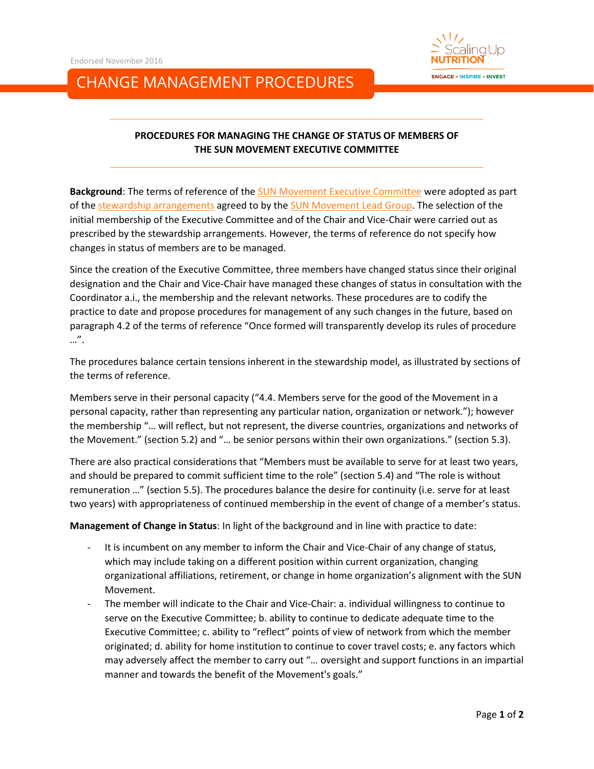Endorsed November 2016

# CHANGE MANAGEMENT PROCEDURES

## PROCEDURES FOR MANAGING THE CHANGE OF STATUS OF MEMBERS OF THE SUN MOVEMENT EXECUTIVE COMMITTEE

**Background**: The terms of reference of the SUN Movement Executive Committee were adopted as part of the stewardship arrangements agreed to by the SUN Movement Lead Group. The selection of the initial membership of the Executive Committee and of the Chair and Vice-Chair were carried out as prescribed by the stewardship arrangements. However, the terms of reference do not specify how changes in status of members are to be managed.

Since the creation of the Executive Committee, three members have changed status since their original designation and the Chair and Vice-Chair have managed these changes of status in consultation with the Coordinator a.i., the membership and the relevant networks. These procedures are to codify the practice to date and propose procedures for management of any such changes in the future, based on paragraph 4.2 of the terms of reference "Once formed will transparently develop its rules of procedure …".

The procedures balance certain tensions inherent in the stewardship model, as illustrated by sections of the terms of reference.

Members serve in their personal capacity ("4.4. Members serve for the good of the Movement in a personal capacity, rather than representing any particular nation, organization or network."); however the membership "… will reflect, but not represent, the diverse countries, organizations and networks of the Movement." (section 5.2) and "… be senior persons within their own organizations." (section 5.3).

There are also practical considerations that "Members must be available to serve for at least two years, and should be prepared to commit sufficient time to the role" (section 5.4) and "The role is without remuneration …" (section 5.5). The procedures balance the desire for continuity (i.e. serve for at least two years) with appropriateness of continued membership in the event of change of a member's status.

**Management of Change in Status**: In light of the background and in line with practice to date:

- It is incumbent on any member to inform the Chair and Vice-Chair of any change of status, which may include taking on a different position within current organization, changing organizational affiliations, retirement, or change in home organization's alignment with the SUN Movement.
- The member will indicate to the Chair and Vice-Chair: a. individual willingness to continue to serve on the Executive Committee; b. ability to continue to dedicate adequate time to the Executive Committee; c. ability to "reflect" points of view of network from which the member originated; d. ability for home institution to continue to cover travel costs; e. any factors which may adversely affect the member to carry out "… oversight and support functions in an impartial manner and towards the benefit of the Movement's goals."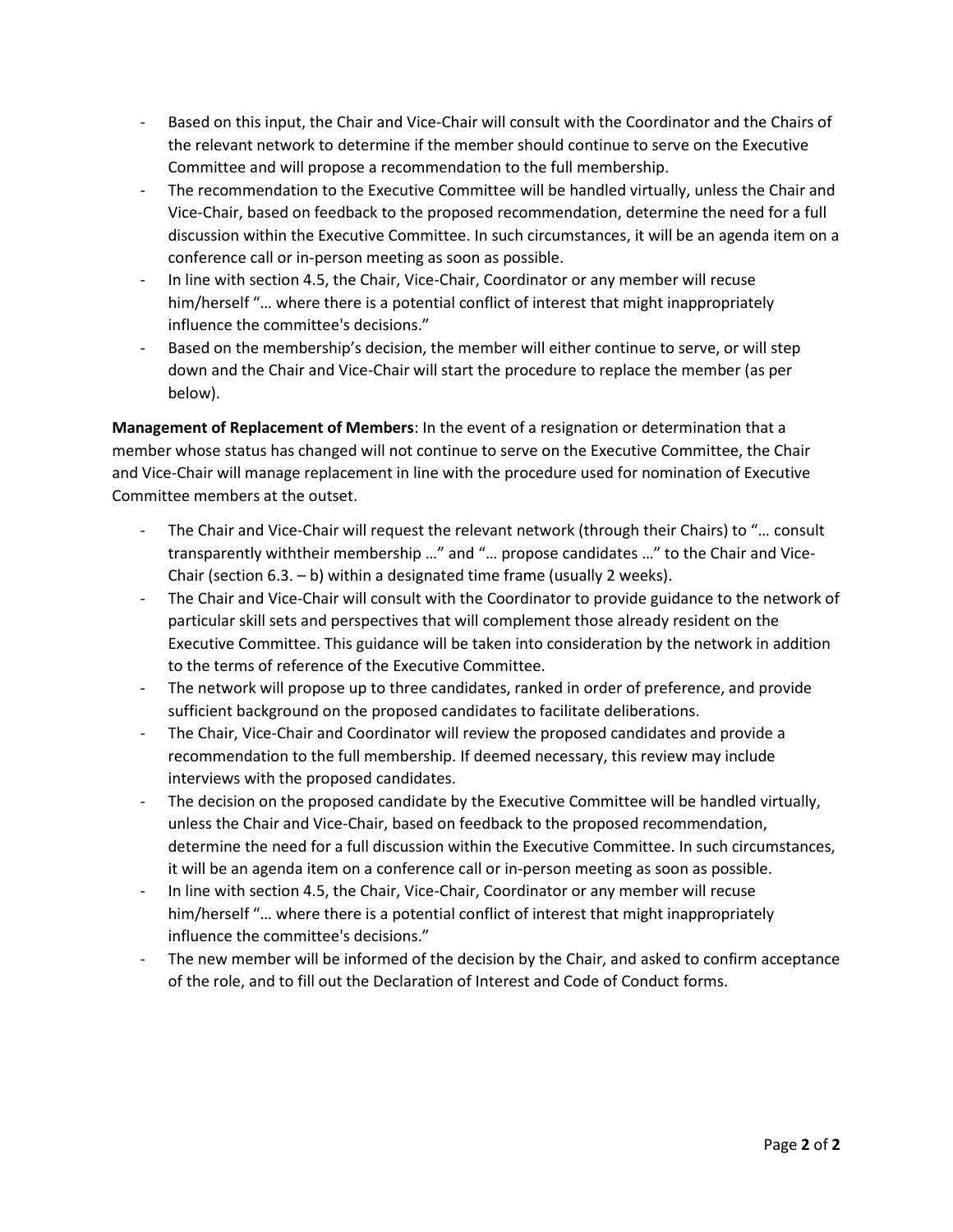- Based on this input, the Chair and Vice-Chair will consult with the Coordinator and the Chairs of the relevant network to determine if the member should continue to serve on the Executive Committee and will propose a recommendation to the full membership.
- The recommendation to the Executive Committee will be handled virtually, unless the Chair and Vice-Chair, based on feedback to the proposed recommendation, determine the need for a full discussion within the Executive Committee. In such circumstances, it will be an agenda item on a conference call or in-person meeting as soon as possible.
- In line with section 4.5, the Chair, Vice-Chair, Coordinator or any member will recuse him/herself "… where there is a potential conflict of interest that might inappropriately influence the committee's decisions."
- Based on the membership's decision, the member will either continue to serve, or will step down and the Chair and Vice-Chair will start the procedure to replace the member (as per below).

**Management of Replacement of Members**: In the event of a resignation or determination that a member whose status has changed will not continue to serve on the Executive Committee, the Chair and Vice-Chair will manage replacement in line with the procedure used for nomination of Executive Committee members at the outset.

- The Chair and Vice-Chair will request the relevant network (through their Chairs) to "… consult transparently withtheir membership …" and "… propose candidates …" to the Chair and Vice-Chair (section 6.3. – b) within a designated time frame (usually 2 weeks).
- The Chair and Vice-Chair will consult with the Coordinator to provide guidance to the network of particular skill sets and perspectives that will complement those already resident on the Executive Committee. This guidance will be taken into consideration by the network in addition to the terms of reference of the Executive Committee.
- The network will propose up to three candidates, ranked in order of preference, and provide sufficient background on the proposed candidates to facilitate deliberations.
- The Chair, Vice-Chair and Coordinator will review the proposed candidates and provide a recommendation to the full membership. If deemed necessary, this review may include interviews with the proposed candidates.
- The decision on the proposed candidate by the Executive Committee will be handled virtually, unless the Chair and Vice-Chair, based on feedback to the proposed recommendation, determine the need for a full discussion within the Executive Committee. In such circumstances, it will be an agenda item on a conference call or in-person meeting as soon as possible.
- In line with section 4.5, the Chair, Vice-Chair, Coordinator or any member will recuse him/herself "… where there is a potential conflict of interest that might inappropriately influence the committee's decisions."
- The new member will be informed of the decision by the Chair, and asked to confirm acceptance of the role, and to fill out the Declaration of Interest and Code of Conduct forms.